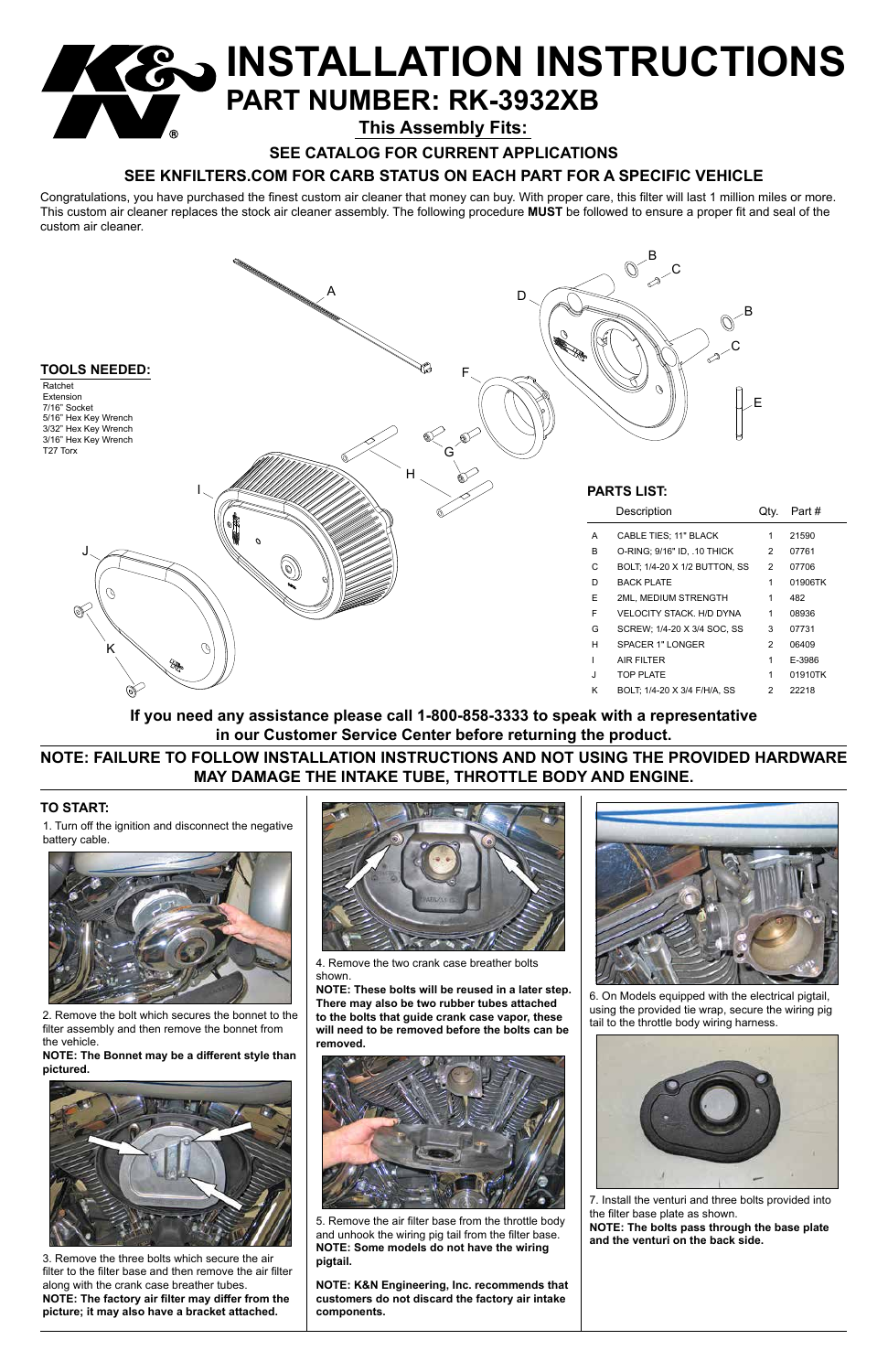# INSTALLATION INSTRUCTIONS

## PART NUMBER: RK-3932XB

**This Assembly Fits:**

**SEE CATALOG FOR CURRENT APPLICATIONS**

**SEE KNFILTERS.COM FOR CARB STATUS ON EACH PART FOR A SPECIFIC VEHICLE**

Congratulations, you have purchased the finest custom air cleaner that money can buy. With proper care, this filter will last 1 million miles or more. This custom air cleaner replaces the stock air cleaner assembly. The following procedure **MUST** be followed to ensure a proper fit and seal of the custom air cleaner.

### TOOLS NEEDED:

- Ratchet
- Extension
- 7/16" Socket
- 5/16" Hex Key Wrench
- 3/32" Hex Key Wrench
- 3/16" Hex Key Wrench
- T27 Torx

### PARTS LIST:

| | Description | Qty. | Part # |
|---|---|---|---|
| A | CABLE TIES; 11" BLACK | 1 | 21590 |
| B | O-RING; 9/16" ID, .10 THICK | 2 | 07761 |
| C | BOLT; 1/4-20 X 1/2 BUTTON, SS | 2 | 07706 |
| D | BACK PLATE | 1 | 01906TK |
| E | 2ML, MEDIUM STRENGTH | 1 | 482 |
| F | VELOCITY STACK. H/D DYNA | 1 | 08936 |
| G | SCREW; 1/4-20 X 3/4 SOC, SS | 3 | 07731 |
| H | SPACER 1" LONGER | 2 | 06409 |
| I | AIR FILTER | 1 | E-3986 |
| J | TOP PLATE | 1 | 01910TK |
| K | BOLT; 1/4-20 X 3/4 F/H/A, SS | 2 | 22218 |

**If you need any assistance please call 1-800-858-3333 to speak with a representative in our Customer Service Center before returning the product.**

**NOTE: FAILURE TO FOLLOW INSTALLATION INSTRUCTIONS AND NOT USING THE PROVIDED HARDWARE MAY DAMAGE THE INTAKE TUBE, THROTTLE BODY AND ENGINE.**

### TO START:

1. Turn off the ignition and disconnect the negative battery cable.

2. Remove the bolt which secures the bonnet to the filter assembly and then remove the bonnet from the vehicle.
**NOTE: The Bonnet may be a different style than pictured.**

3. Remove the three bolts which secure the air filter to the filter base and then remove the air filter along with the crank case breather tubes.
**NOTE: The factory air filter may differ from the picture; it may also have a bracket attached.**

4. Remove the two crank case breather bolts shown.
**NOTE: These bolts will be reused in a later step. There may also be two rubber tubes attached to the bolts that guide crank case vapor, these will need to be removed before the bolts can be removed.**

5. Remove the air filter base from the throttle body and unhook the wiring pig tail from the filter base.
**NOTE: Some models do not have the wiring pigtail.**

**NOTE: K&N Engineering, Inc. recommends that customers do not discard the factory air intake components.**

6. On Models equipped with the electrical pigtail, using the provided tie wrap, secure the wiring pig tail to the throttle body wiring harness.

7. Install the venturi and three bolts provided into the filter base plate as shown.
**NOTE: The bolts pass through the base plate and the venturi on the back side.**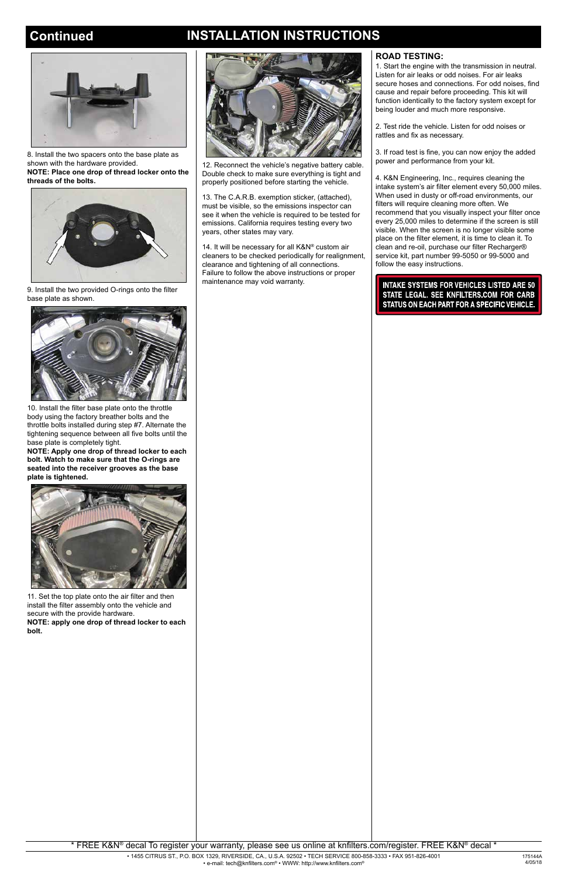# Continued

# INSTALLATION INSTRUCTIONS

8. Install the two spacers onto the base plate as shown with the hardware provided.
**NOTE: Place one drop of thread locker onto the threads of the bolts.**

9. Install the two provided O-rings onto the filter base plate as shown.

10. Install the filter base plate onto the throttle body using the factory breather bolts and the throttle bolts installed during step #7. Alternate the tightening sequence between all five bolts until the base plate is completely tight.
**NOTE: Apply one drop of thread locker to each bolt. Watch to make sure that the O-rings are seated into the receiver grooves as the base plate is tightened.**

11. Set the top plate onto the air filter and then install the filter assembly onto the vehicle and secure with the provide hardware.
**NOTE: apply one drop of thread locker to each bolt.**

12. Reconnect the vehicle's negative battery cable. Double check to make sure everything is tight and properly positioned before starting the vehicle.

13. The C.A.R.B. exemption sticker, (attached), must be visible, so the emissions inspector can see it when the vehicle is required to be tested for emissions. California requires testing every two years, other states may vary.

14. It will be necessary for all K&N® custom air cleaners to be checked periodically for realignment, clearance and tightening of all connections. Failure to follow the above instructions or proper maintenance may void warranty.

### ROAD TESTING:

1. Start the engine with the transmission in neutral. Listen for air leaks or odd noises. For air leaks secure hoses and connections. For odd noises, find cause and repair before proceeding. This kit will function identically to the factory system except for being louder and much more responsive.

2. Test ride the vehicle. Listen for odd noises or rattles and fix as necessary.

3. If road test is fine, you can now enjoy the added power and performance from your kit.

4. K&N Engineering, Inc., requires cleaning the intake system's air filter element every 50,000 miles. When used in dusty or off-road environments, our filters will require cleaning more often. We recommend that you visually inspect your filter once every 25,000 miles to determine if the screen is still visible. When the screen is no longer visible some place on the filter element, it is time to clean it. To clean and re-oil, purchase our filter Recharger® service kit, part number 99-5050 or 99-5000 and follow the easy instructions.

**INTAKE SYSTEMS FOR VEHICLES LISTED ARE 50 STATE LEGAL. SEE KNFILTERS.COM FOR CARB STATUS ON EACH PART FOR A SPECIFIC VEHICLE.**

\* FREE K&N® decal To register your warranty, please see us online at knfilters.com/register. FREE K&N® decal \*

• 1455 CITRUS ST., P.O. BOX 1329, RIVERSIDE, CA., U.S.A. 92502 • TECH SERVICE 800-858-3333 • FAX 951-826-4001
• e-mail: tech@knfilters.com® • WWW: http://www.knfilters.com®

175144A
4/05/18